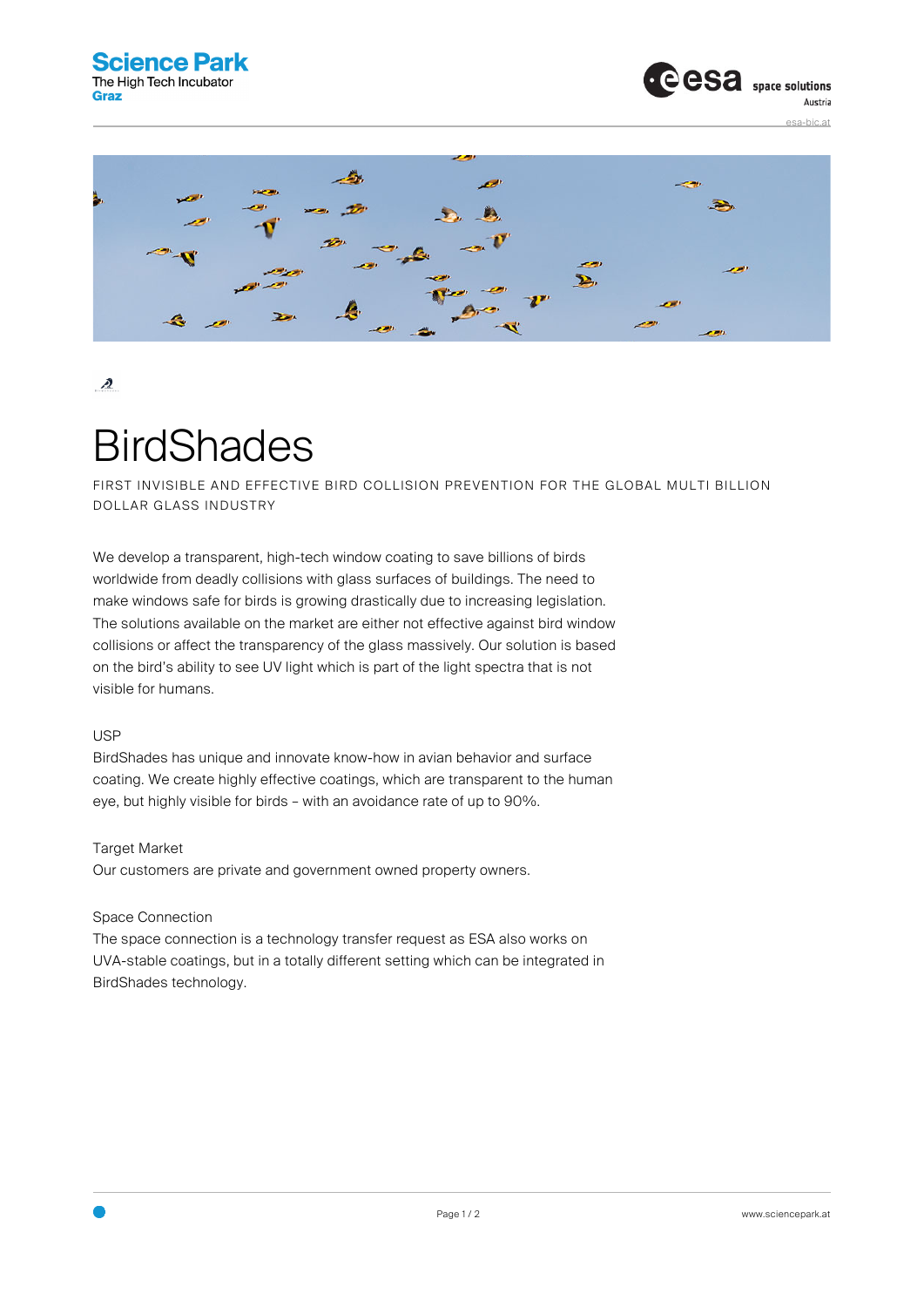# BirdShades

FIRST INVISIBLE AND EFFECTIVE BIRD COLLISION PREVENTION FOR THE GLOBAL MULTI BILLION DOLLAR GLASS INDUSTRY

We develop a transparent, high-tech window coating to save billions of birds worldwide from deadly collisions with glass surfaces of buildings. The need to make windows safe for birds is growing drastically due to increasing legislation. The solutions available on the market are either not effective against bird window collisions or affect the transparency of the glass massively. Our solution is based on the bird's ability to see UV light which is part of the light spectra that is not visible for humans.

USP

BirdShades has unique and innovate know-how in avian behavior and surface coating. We create highly effective coatings, which are transparent to the human eye, but highly visible for birds – with an avoidance rate of up to 90%.

Target Market

Our customers are private and government owned property owners.

Space Connection

The space connection is a technology transfer request as ESA also works on UVA-stable coatings, but in a totally different setting which can be integrated in BirdShades technology.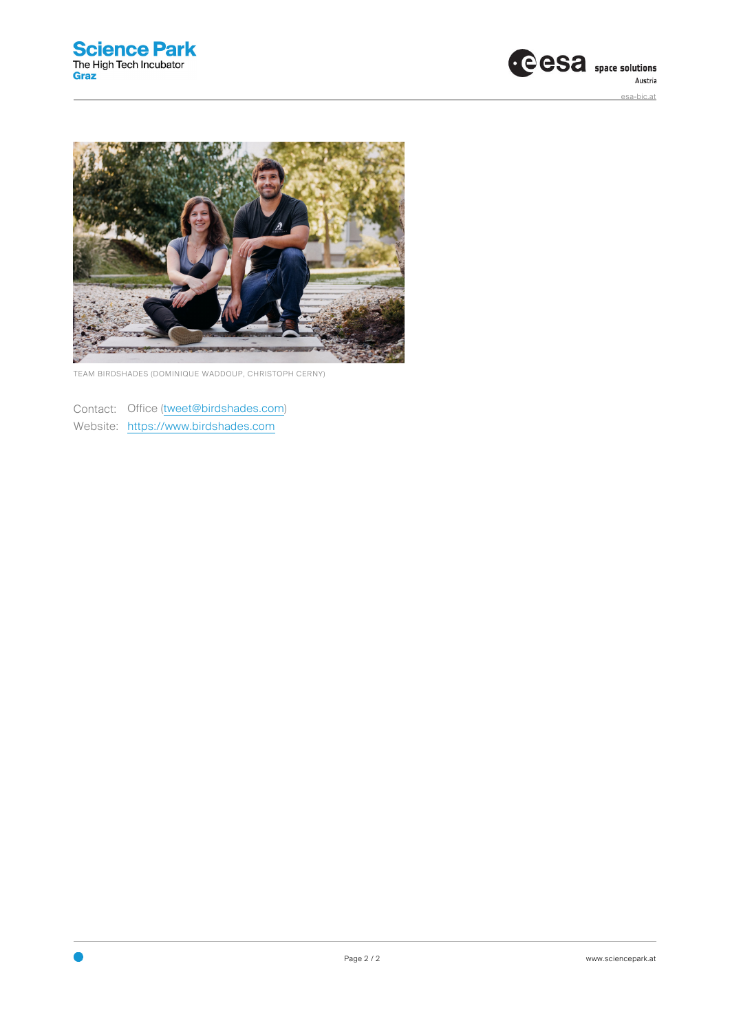TEAM BIRDSHADES (DOMINIQUE WADDOUP, CHRISTOPH CERNY)

Contact: Office (tweet@birdshades.com)
Website: https://www.birdshades.com